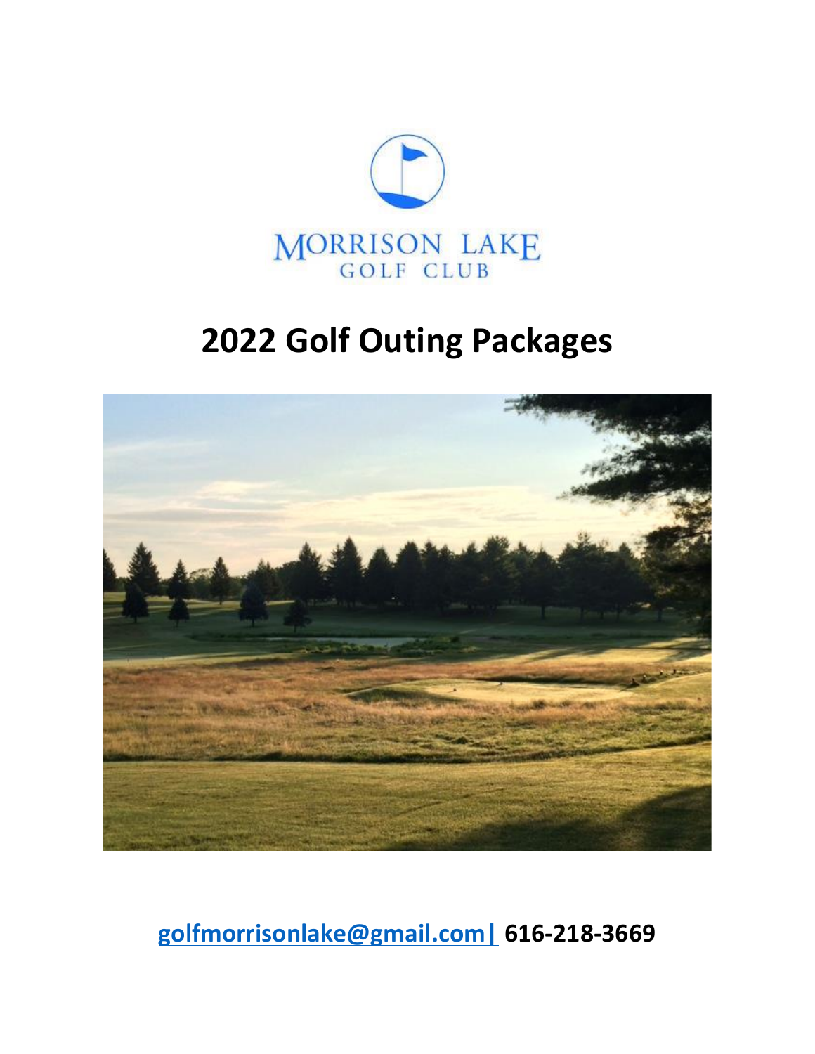MORRISON LAKE
GOLF CLUB

# 2022 Golf Outing Packages

**golfmorrisonlake@gmail.com | 616-218-3669**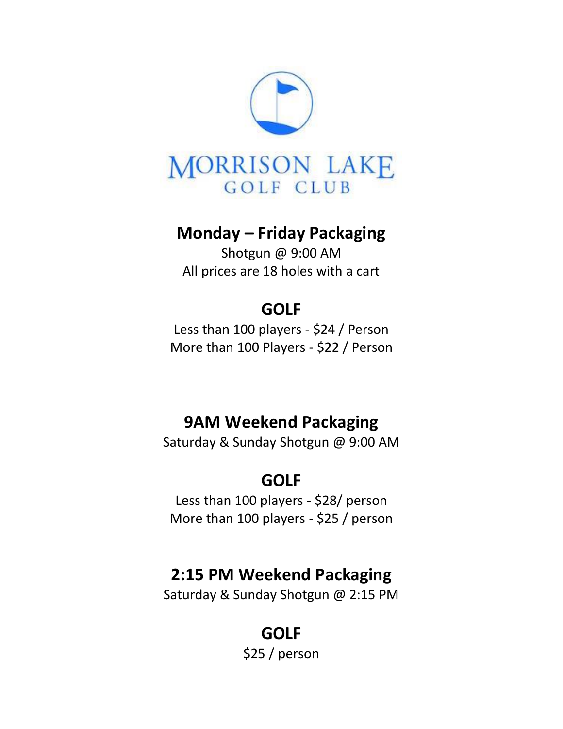MORRISON LAKE
GOLF CLUB

## Monday – Friday Packaging

Shotgun @ 9:00 AM
All prices are 18 holes with a cart

### GOLF

Less than 100 players - $24 / Person
More than 100 Players - $22 / Person

## 9AM Weekend Packaging

Saturday & Sunday Shotgun @ 9:00 AM

### GOLF

Less than 100 players - $28/ person
More than 100 players - $25 / person

## 2:15 PM Weekend Packaging

Saturday & Sunday Shotgun @ 2:15 PM

### GOLF

$25 / person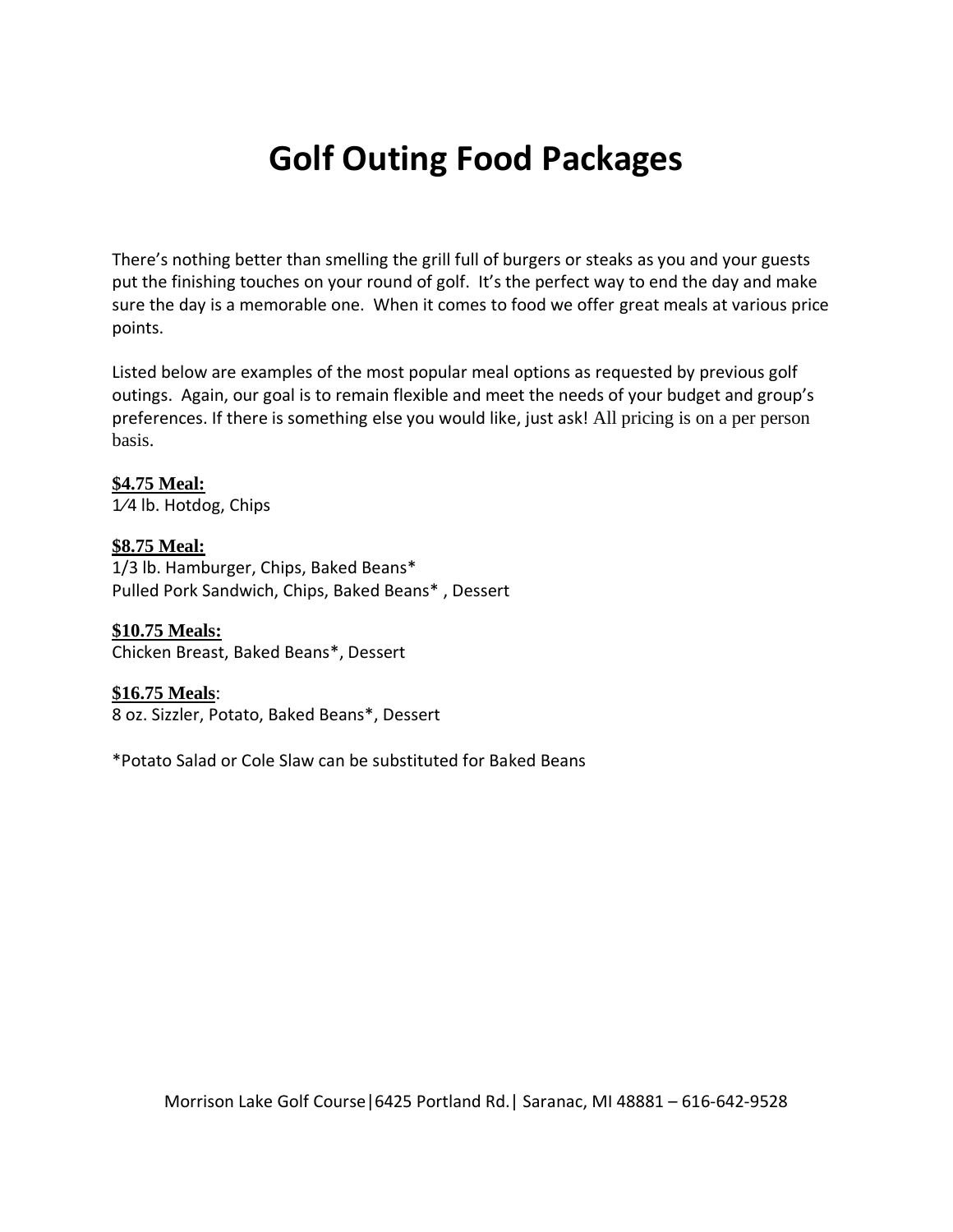# Golf Outing Food Packages

There's nothing better than smelling the grill full of burgers or steaks as you and your guests put the finishing touches on your round of golf. It's the perfect way to end the day and make sure the day is a memorable one. When it comes to food we offer great meals at various price points.

Listed below are examples of the most popular meal options as requested by previous golf outings. Again, our goal is to remain flexible and meet the needs of your budget and group's preferences. If there is something else you would like, just ask! All pricing is on a per person basis.

**$4.75 Meal:**
1⁄4 lb. Hotdog, Chips

**$8.75 Meal:**
1/3 lb. Hamburger, Chips, Baked Beans*
Pulled Pork Sandwich, Chips, Baked Beans* , Dessert

**$10.75 Meals:**
Chicken Breast, Baked Beans*, Dessert

**$16.75 Meals**:
8 oz. Sizzler, Potato, Baked Beans*, Dessert

*Potato Salad or Cole Slaw can be substituted for Baked Beans

Morrison Lake Golf Course|6425 Portland Rd.| Saranac, MI 48881 – 616-642-9528